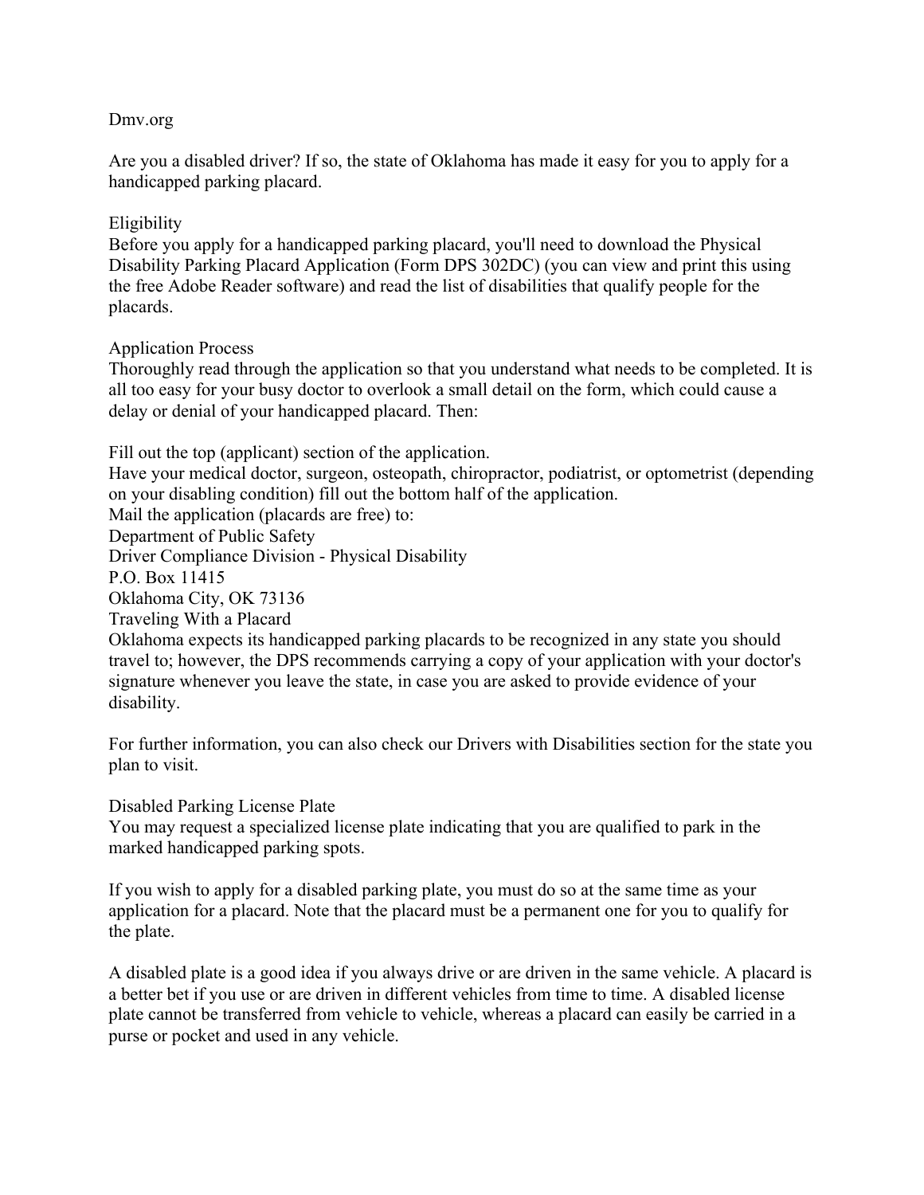Dmv.org

Are you a disabled driver? If so, the state of Oklahoma has made it easy for you to apply for a handicapped parking placard.

## Eligibility

Before you apply for a handicapped parking placard, you'll need to download the Physical Disability Parking Placard Application (Form DPS 302DC) (you can view and print this using the free Adobe Reader software) and read the list of disabilities that qualify people for the placards.

## Application Process

Thoroughly read through the application so that you understand what needs to be completed. It is all too easy for your busy doctor to overlook a small detail on the form, which could cause a delay or denial of your handicapped placard. Then:

Fill out the top (applicant) section of the application.
Have your medical doctor, surgeon, osteopath, chiropractor, podiatrist, or optometrist (depending on your disabling condition) fill out the bottom half of the application.
Mail the application (placards are free) to:
Department of Public Safety
Driver Compliance Division - Physical Disability
P.O. Box 11415
Oklahoma City, OK 73136

## Traveling With a Placard

Oklahoma expects its handicapped parking placards to be recognized in any state you should travel to; however, the DPS recommends carrying a copy of your application with your doctor's signature whenever you leave the state, in case you are asked to provide evidence of your disability.

For further information, you can also check our Drivers with Disabilities section for the state you plan to visit.

## Disabled Parking License Plate

You may request a specialized license plate indicating that you are qualified to park in the marked handicapped parking spots.

If you wish to apply for a disabled parking plate, you must do so at the same time as your application for a placard. Note that the placard must be a permanent one for you to qualify for the plate.

A disabled plate is a good idea if you always drive or are driven in the same vehicle. A placard is a better bet if you use or are driven in different vehicles from time to time. A disabled license plate cannot be transferred from vehicle to vehicle, whereas a placard can easily be carried in a purse or pocket and used in any vehicle.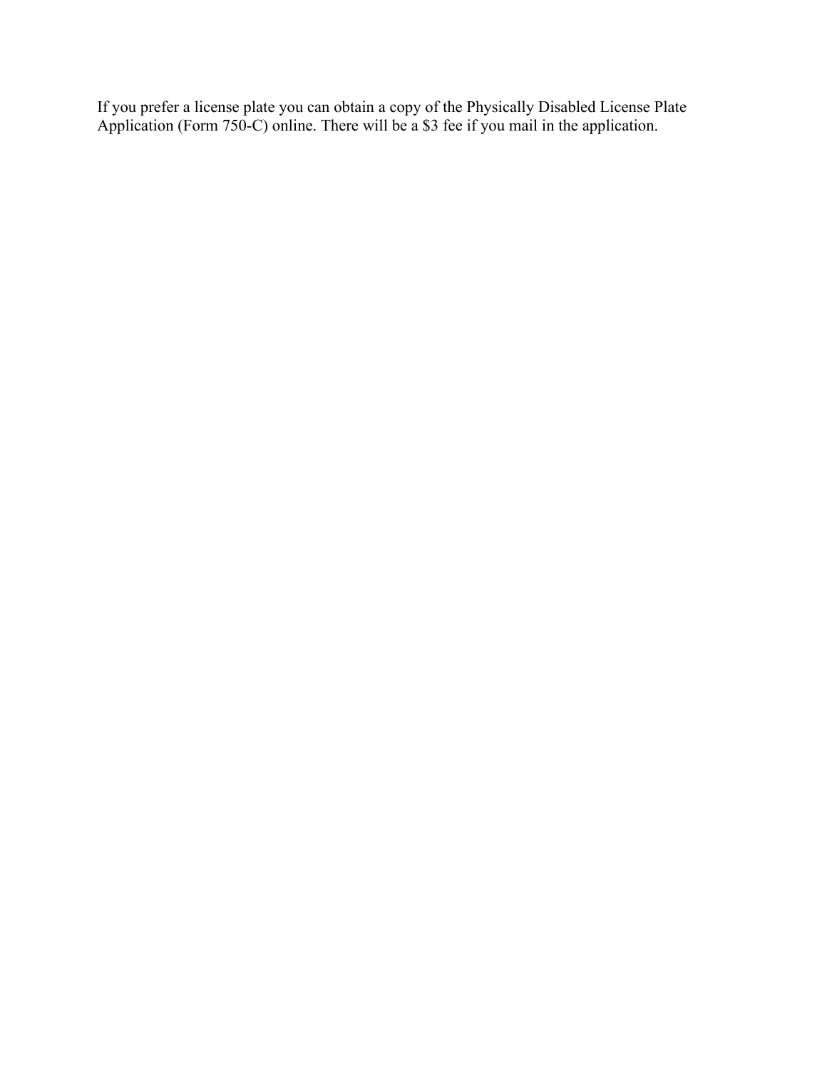If you prefer a license plate you can obtain a copy of the Physically Disabled License Plate Application (Form 750-C) online. There will be a $3 fee if you mail in the application.